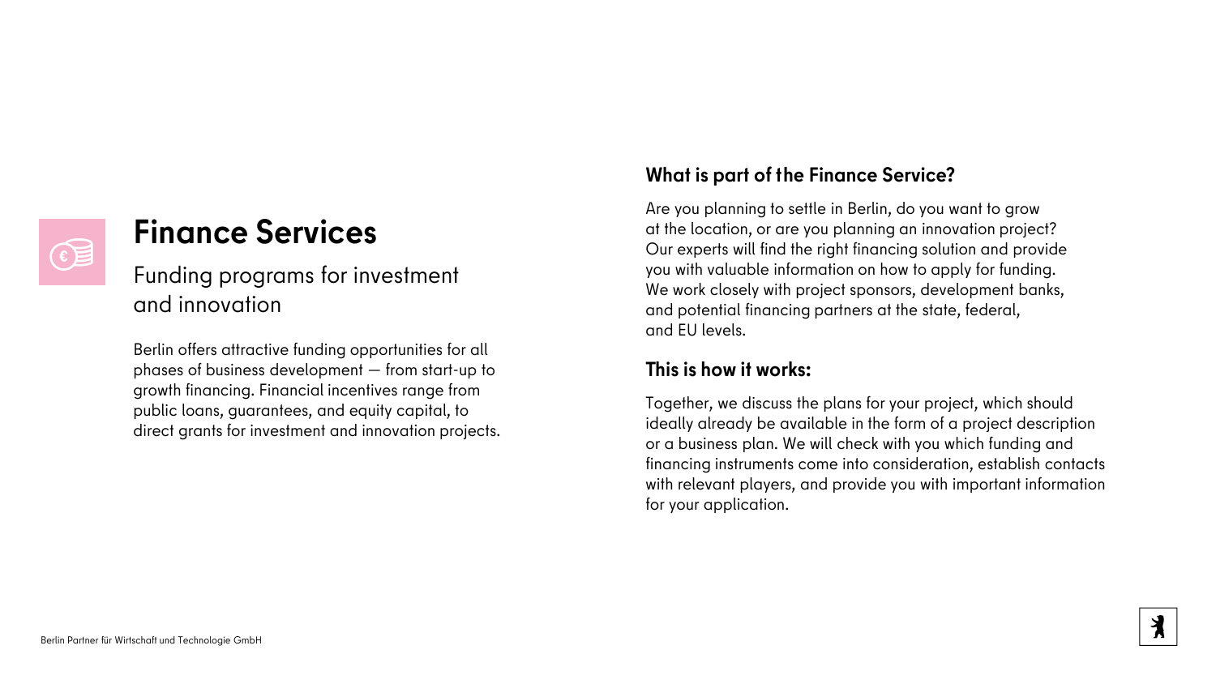# Finance Services

## Funding programs for investment and innovation

Berlin offers attractive funding opportunities for all phases of business development — from start-up to growth financing. Financial incentives range from public loans, guarantees, and equity capital, to direct grants for investment and innovation projects.

### What is part of the Finance Service?

Are you planning to settle in Berlin, do you want to grow at the location, or are you planning an innovation project? Our experts will find the right financing solution and provide you with valuable information on how to apply for funding. We work closely with project sponsors, development banks, and potential financing partners at the state, federal, and EU levels.

### This is how it works:

Together, we discuss the plans for your project, which should ideally already be available in the form of a project description or a business plan. We will check with you which funding and financing instruments come into consideration, establish contacts with relevant players, and provide you with important information for your application.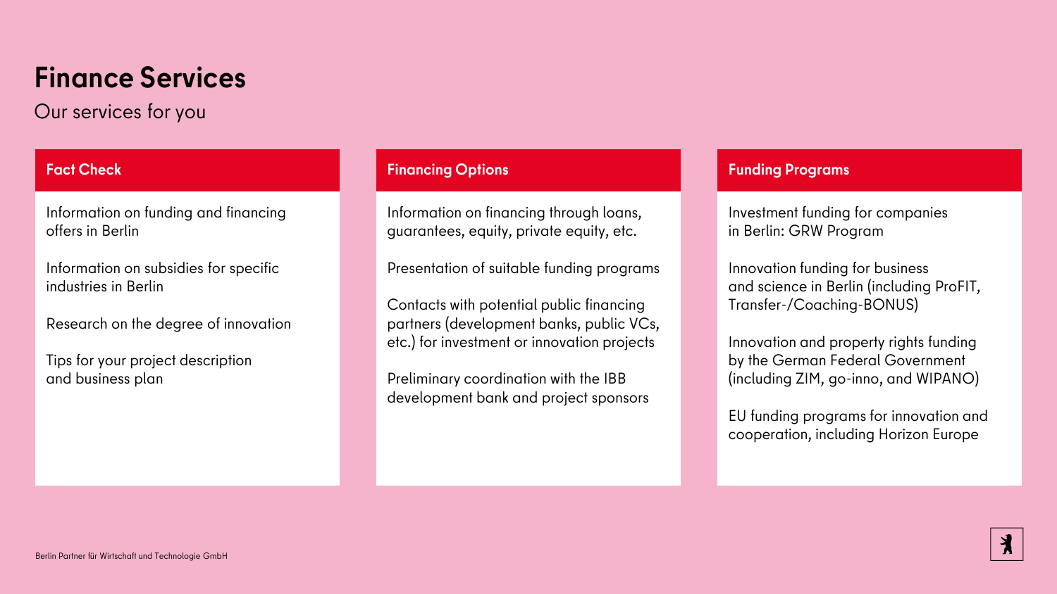# Finance Services

Our services for you

## Fact Check

Information on funding and financing offers in Berlin

Information on subsidies for specific industries in Berlin

Research on the degree of innovation

Tips for your project description and business plan

## Financing Options

Information on financing through loans, guarantees, equity, private equity, etc.

Presentation of suitable funding programs

Contacts with potential public financing partners (development banks, public VCs, etc.) for investment or innovation projects

Preliminary coordination with the IBB development bank and project sponsors

## Funding Programs

Investment funding for companies in Berlin: GRW Program

Innovation funding for business and science in Berlin (including ProFIT, Transfer-/Coaching-BONUS)

Innovation and property rights funding by the German Federal Government (including ZIM, go-inno, and WIPANO)

EU funding programs for innovation and cooperation, including Horizon Europe

Berlin Partner für Wirtschaft und Technologie GmbH